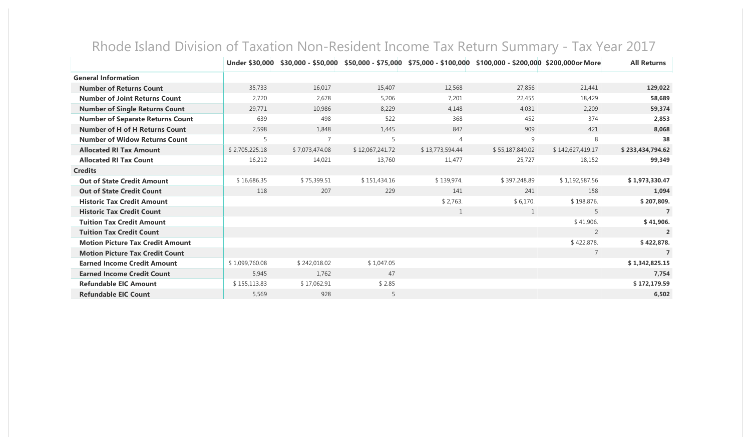# Rhode Island Division of Taxation Non-Resident Income Tax Return Summary - Tax Year 2017

| | Under $30,000 | $30,000 - $50,000 | $50,000 - $75,000 | $75,000 - $100,000 | $100,000 - $200,000 | $200,000or More | All Returns |
|---|---|---|---|---|---|---|---|
| **General Information** | | | | | | | |
| **Number of Returns Count** | 35,733 | 16,017 | 15,407 | 12,568 | 27,856 | 21,441 | **129,022** |
| **Number of Joint Returns Count** | 2,720 | 2,678 | 5,206 | 7,201 | 22,455 | 18,429 | **58,689** |
| **Number of Single Returns Count** | 29,771 | 10,986 | 8,229 | 4,148 | 4,031 | 2,209 | **59,374** |
| **Number of Separate Returns Count** | 639 | 498 | 522 | 368 | 452 | 374 | **2,853** |
| **Number of H of H Returns Count** | 2,598 | 1,848 | 1,445 | 847 | 909 | 421 | **8,068** |
| **Number of Widow Returns Count** | 5 | 7 | 5 | 4 | 9 | 8 | **38** |
| **Allocated RI Tax Amount** | $ 2,705,225.18 | $ 7,073,474.08 | $ 12,067,241.72 | $ 13,773,594.44 | $ 55,187,840.02 | $ 142,627,419.17 | **$ 233,434,794.62** |
| **Allocated RI Tax Count** | 16,212 | 14,021 | 13,760 | 11,477 | 25,727 | 18,152 | **99,349** |
| **Credits** | | | | | | | |
| **Out of State Credit Amount** | $ 16,686.35 | $ 75,399.51 | $ 151,434.16 | $ 139,974. | $ 397,248.89 | $ 1,192,587.56 | **$ 1,973,330.47** |
| **Out of State Credit Count** | 118 | 207 | 229 | 141 | 241 | 158 | **1,094** |
| **Historic Tax Credit Amount** | | | | $ 2,763. | $ 6,170. | $ 198,876. | **$ 207,809.** |
| **Historic Tax Credit Count** | | | | 1 | 1 | 5 | **7** |
| **Tuition Tax Credit Amount** | | | | | | $ 41,906. | **$ 41,906.** |
| **Tuition Tax Credit Count** | | | | | | 2 | **2** |
| **Motion Picture Tax Credit Amount** | | | | | | $ 422,878. | **$ 422,878.** |
| **Motion Picture Tax Credit Count** | | | | | | 7 | **7** |
| **Earned Income Credit Amount** | $ 1,099,760.08 | $ 242,018.02 | $ 1,047.05 | | | | **$ 1,342,825.15** |
| **Earned Income Credit Count** | 5,945 | 1,762 | 47 | | | | **7,754** |
| **Refundable EIC Amount** | $ 155,113.83 | $ 17,062.91 | $ 2.85 | | | | **$ 172,179.59** |
| **Refundable EIC Count** | 5,569 | 928 | 5 | | | | **6,502** |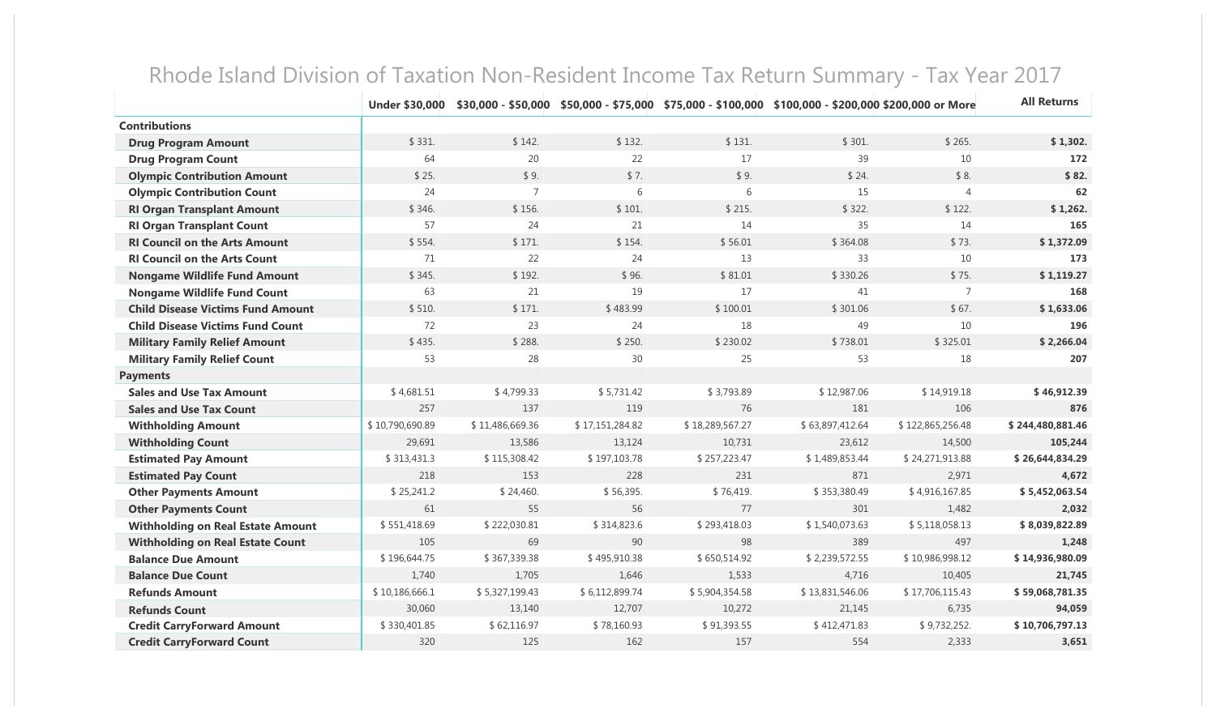# Rhode Island Division of Taxation Non-Resident Income Tax Return Summary - Tax Year 2017

| | Under $30,000 | $30,000 - $50,000 | $50,000 - $75,000 | $75,000 - $100,000 | $100,000 - $200,000 | $200,000 or More | All Returns |
|---|---|---|---|---|---|---|---|
| **Contributions** | | | | | | | |
| **Drug Program Amount** | $ 331. | $ 142. | $ 132. | $ 131. | $ 301. | $ 265. | **$ 1,302.** |
| **Drug Program Count** | 64 | 20 | 22 | 17 | 39 | 10 | **172** |
| **Olympic Contribution Amount** | $ 25. | $ 9. | $ 7. | $ 9. | $ 24. | $ 8. | **$ 82.** |
| **Olympic Contribution Count** | 24 | 7 | 6 | 6 | 15 | 4 | **62** |
| **RI Organ Transplant Amount** | $ 346. | $ 156. | $ 101. | $ 215. | $ 322. | $ 122. | **$ 1,262.** |
| **RI Organ Transplant Count** | 57 | 24 | 21 | 14 | 35 | 14 | **165** |
| **RI Council on the Arts Amount** | $ 554. | $ 171. | $ 154. | $ 56.01 | $ 364.08 | $ 73. | **$ 1,372.09** |
| **RI Council on the Arts Count** | 71 | 22 | 24 | 13 | 33 | 10 | **173** |
| **Nongame Wildlife Fund Amount** | $ 345. | $ 192. | $ 96. | $ 81.01 | $ 330.26 | $ 75. | **$ 1,119.27** |
| **Nongame Wildlife Fund Count** | 63 | 21 | 19 | 17 | 41 | 7 | **168** |
| **Child Disease Victims Fund Amount** | $ 510. | $ 171. | $ 483.99 | $ 100.01 | $ 301.06 | $ 67. | **$ 1,633.06** |
| **Child Disease Victims Fund Count** | 72 | 23 | 24 | 18 | 49 | 10 | **196** |
| **Military Family Relief Amount** | $ 435. | $ 288. | $ 250. | $ 230.02 | $ 738.01 | $ 325.01 | **$ 2,266.04** |
| **Military Family Relief Count** | 53 | 28 | 30 | 25 | 53 | 18 | **207** |
| **Payments** | | | | | | | |
| **Sales and Use Tax Amount** | $ 4,681.51 | $ 4,799.33 | $ 5,731.42 | $ 3,793.89 | $ 12,987.06 | $ 14,919.18 | **$ 46,912.39** |
| **Sales and Use Tax Count** | 257 | 137 | 119 | 76 | 181 | 106 | **876** |
| **Withholding Amount** | $ 10,790,690.89 | $ 11,486,669.36 | $ 17,151,284.82 | $ 18,289,567.27 | $ 63,897,412.64 | $ 122,865,256.48 | **$ 244,480,881.46** |
| **Withholding Count** | 29,691 | 13,586 | 13,124 | 10,731 | 23,612 | 14,500 | **105,244** |
| **Estimated Pay Amount** | $ 313,431.3 | $ 115,308.42 | $ 197,103.78 | $ 257,223.47 | $ 1,489,853.44 | $ 24,271,913.88 | **$ 26,644,834.29** |
| **Estimated Pay Count** | 218 | 153 | 228 | 231 | 871 | 2,971 | **4,672** |
| **Other Payments Amount** | $ 25,241.2 | $ 24,460. | $ 56,395. | $ 76,419. | $ 353,380.49 | $ 4,916,167.85 | **$ 5,452,063.54** |
| **Other Payments Count** | 61 | 55 | 56 | 77 | 301 | 1,482 | **2,032** |
| **Withholding on Real Estate Amount** | $ 551,418.69 | $ 222,030.81 | $ 314,823.6 | $ 293,418.03 | $ 1,540,073.63 | $ 5,118,058.13 | **$ 8,039,822.89** |
| **Withholding on Real Estate Count** | 105 | 69 | 90 | 98 | 389 | 497 | **1,248** |
| **Balance Due Amount** | $ 196,644.75 | $ 367,339.38 | $ 495,910.38 | $ 650,514.92 | $ 2,239,572.55 | $ 10,986,998.12 | **$ 14,936,980.09** |
| **Balance Due Count** | 1,740 | 1,705 | 1,646 | 1,533 | 4,716 | 10,405 | **21,745** |
| **Refunds Amount** | $ 10,186,666.1 | $ 5,327,199.43 | $ 6,112,899.74 | $ 5,904,354.58 | $ 13,831,546.06 | $ 17,706,115.43 | **$ 59,068,781.35** |
| **Refunds Count** | 30,060 | 13,140 | 12,707 | 10,272 | 21,145 | 6,735 | **94,059** |
| **Credit CarryForward Amount** | $ 330,401.85 | $ 62,116.97 | $ 78,160.93 | $ 91,393.55 | $ 412,471.83 | $ 9,732,252. | **$ 10,706,797.13** |
| **Credit CarryForward Count** | 320 | 125 | 162 | 157 | 554 | 2,333 | **3,651** |